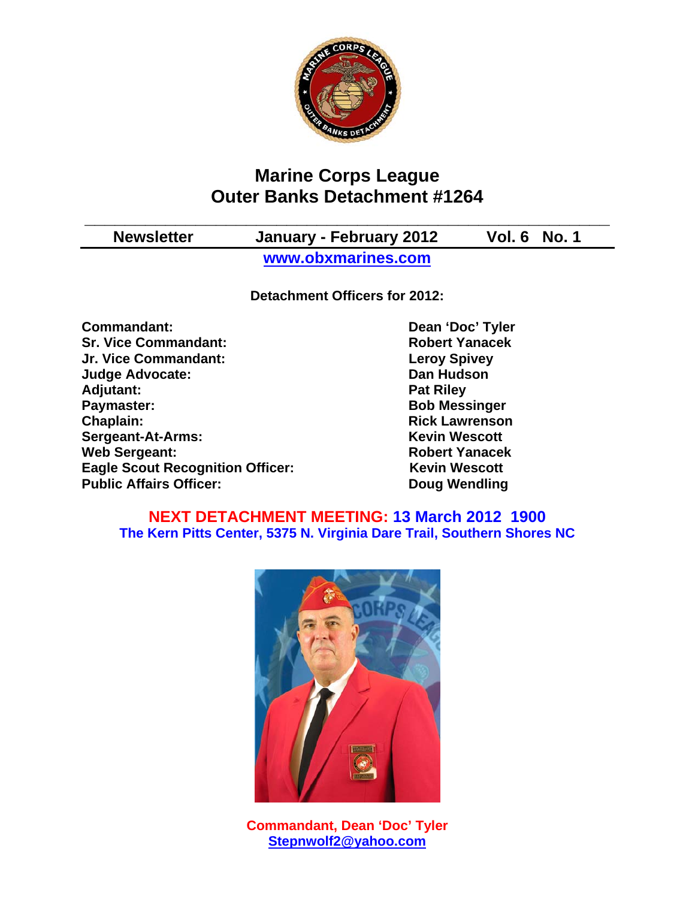# Marine Corps League
# Outer Banks Detachment #1264

**Newsletter** **January - February 2012** **Vol. 6 No. 1**

**www.obxmarines.com**

**Detachment Officers for 2012:**

| | |
|---|---|
| **Commandant:** | **Dean 'Doc' Tyler** |
| **Sr. Vice Commandant:** | **Robert Yanacek** |
| **Jr. Vice Commandant:** | **Leroy Spivey** |
| **Judge Advocate:** | **Dan Hudson** |
| **Adjutant:** | **Pat Riley** |
| **Paymaster:** | **Bob Messinger** |
| **Chaplain:** | **Rick Lawrenson** |
| **Sergeant-At-Arms:** | **Kevin Wescott** |
| **Web Sergeant:** | **Robert Yanacek** |
| **Eagle Scout Recognition Officer:** | **Kevin Wescott** |
| **Public Affairs Officer:** | **Doug Wendling** |

**NEXT DETACHMENT MEETING: 13 March 2012 1900**
**The Kern Pitts Center, 5375 N. Virginia Dare Trail, Southern Shores NC**

**Commandant, Dean 'Doc' Tyler**
**Stepnwolf2@yahoo.com**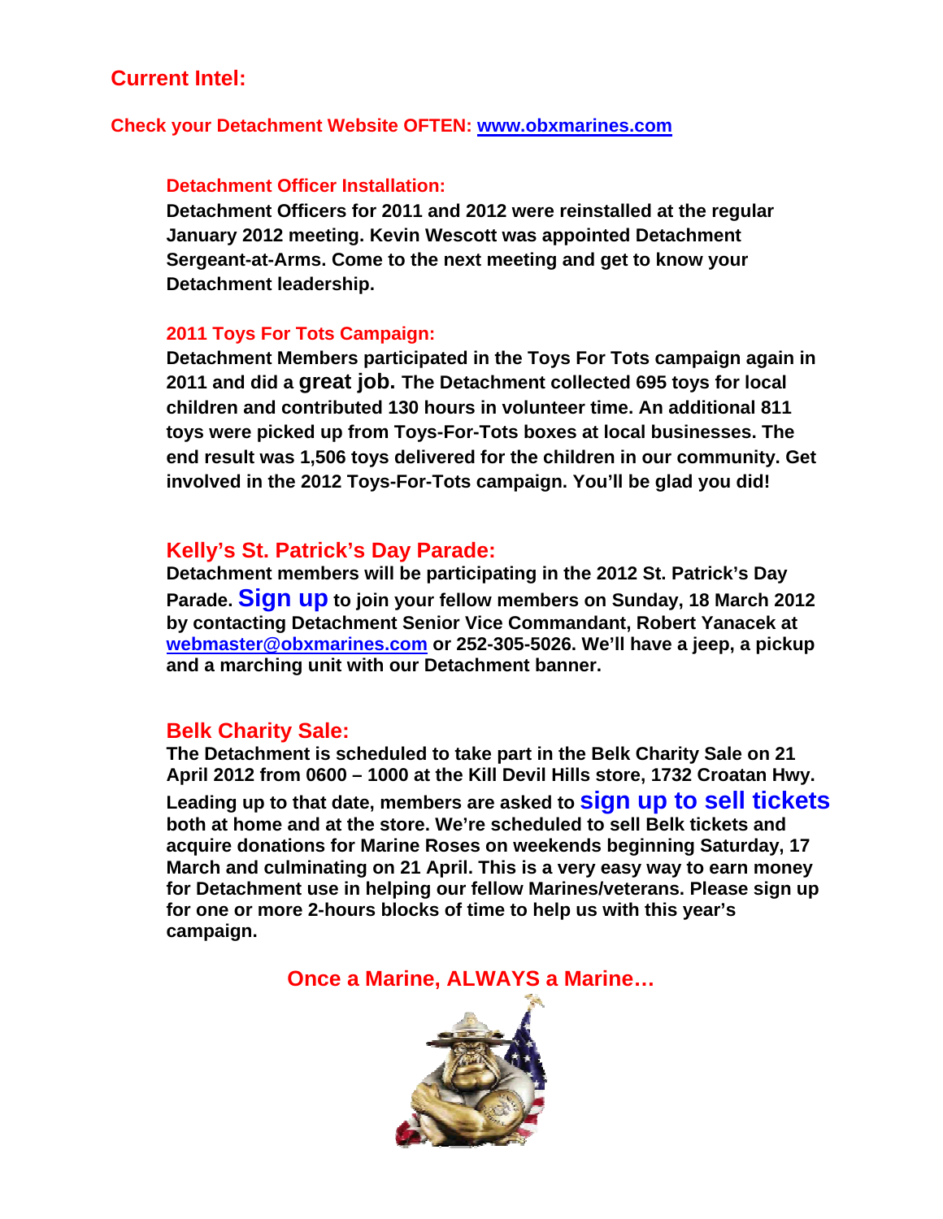## Current Intel:

**Check your Detachment Website OFTEN: [www.obxmarines.com](http://www.obxmarines.com)**

### Detachment Officer Installation:

**Detachment Officers for 2011 and 2012 were reinstalled at the regular January 2012 meeting. Kevin Wescott was appointed Detachment Sergeant-at-Arms. Come to the next meeting and get to know your Detachment leadership.**

### 2011 Toys For Tots Campaign:

**Detachment Members participated in the Toys For Tots campaign again in 2011 and did a great job. The Detachment collected 695 toys for local children and contributed 130 hours in volunteer time. An additional 811 toys were picked up from Toys-For-Tots boxes at local businesses. The end result was 1,506 toys delivered for the children in our community. Get involved in the 2012 Toys-For-Tots campaign. You'll be glad you did!**

### Kelly's St. Patrick's Day Parade:

**Detachment members will be participating in the 2012 St. Patrick's Day Parade. Sign up to join your fellow members on Sunday, 18 March 2012 by contacting Detachment Senior Vice Commandant, Robert Yanacek at [webmaster@obxmarines.com](mailto:webmaster@obxmarines.com) or 252-305-5026. We'll have a jeep, a pickup and a marching unit with our Detachment banner.**

### Belk Charity Sale:

**The Detachment is scheduled to take part in the Belk Charity Sale on 21 April 2012 from 0600 – 1000 at the Kill Devil Hills store, 1732 Croatan Hwy. Leading up to that date, members are asked to sign up to sell tickets both at home and at the store. We're scheduled to sell Belk tickets and acquire donations for Marine Roses on weekends beginning Saturday, 17 March and culminating on 21 April. This is a very easy way to earn money for Detachment use in helping our fellow Marines/veterans. Please sign up for one or more 2-hours blocks of time to help us with this year's campaign.**

**Once a Marine, ALWAYS a Marine…**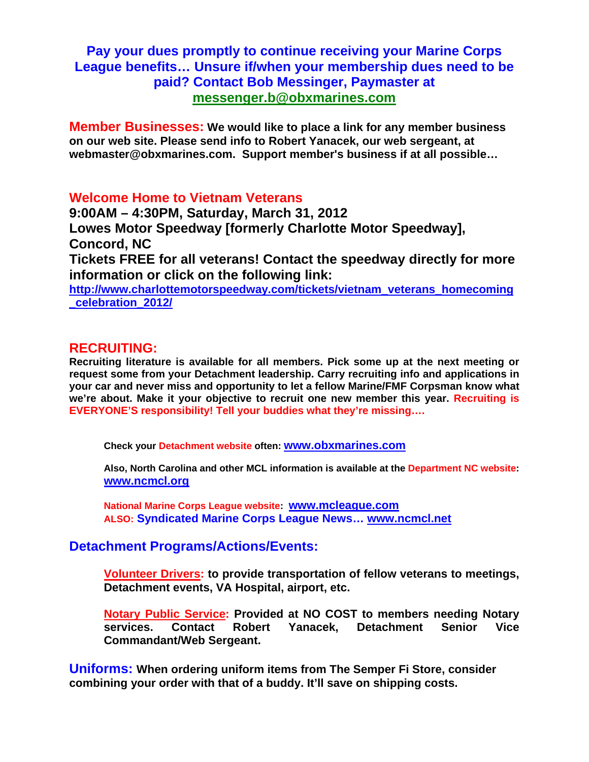**Pay your dues promptly to continue receiving your Marine Corps League benefits… Unsure if/when your membership dues need to be paid? Contact Bob Messinger, Paymaster at [messenger.b@obxmarines.com](mailto:messenger.b@obxmarines.com)**

**Member Businesses:** **We would like to place a link for any member business on our web site. Please send info to Robert Yanacek, our web sergeant, at webmaster@obxmarines.com. Support member's business if at all possible…**

## Welcome Home to Vietnam Veterans

**9:00AM – 4:30PM, Saturday, March 31, 2012**
**Lowes Motor Speedway [formerly Charlotte Motor Speedway], Concord, NC**
**Tickets FREE for all veterans! Contact the speedway directly for more information or click on the following link:**
**[http://www.charlottemotorspeedway.com/tickets/vietnam_veterans_homecoming_celebration_2012/](http://www.charlottemotorspeedway.com/tickets/vietnam_veterans_homecoming_celebration_2012/)**

## RECRUITING:

**Recruiting literature is available for all members. Pick some up at the next meeting or request some from your Detachment leadership. Carry recruiting info and applications in your car and never miss and opportunity to let a fellow Marine/FMF Corpsman know what we're about. Make it your objective to recruit one new member this year. Recruiting is EVERYONE'S responsibility! Tell your buddies what they're missing….**

**Check your Detachment website often: [www.obxmarines.com](http://www.obxmarines.com)**

**Also, North Carolina and other MCL information is available at the Department NC website: [www.ncmcl.org](http://www.ncmcl.org)**

**National Marine Corps League website: [www.mcleague.com](http://www.mcleague.com)**
**ALSO: Syndicated Marine Corps League News… [www.ncmcl.net](http://www.ncmcl.net)**

## Detachment Programs/Actions/Events:

**Volunteer Drivers: to provide transportation of fellow veterans to meetings, Detachment events, VA Hospital, airport, etc.**

**Notary Public Service: Provided at NO COST to members needing Notary services. Contact Robert Yanacek, Detachment Senior Vice Commandant/Web Sergeant.**

**Uniforms:** **When ordering uniform items from The Semper Fi Store, consider combining your order with that of a buddy. It'll save on shipping costs.**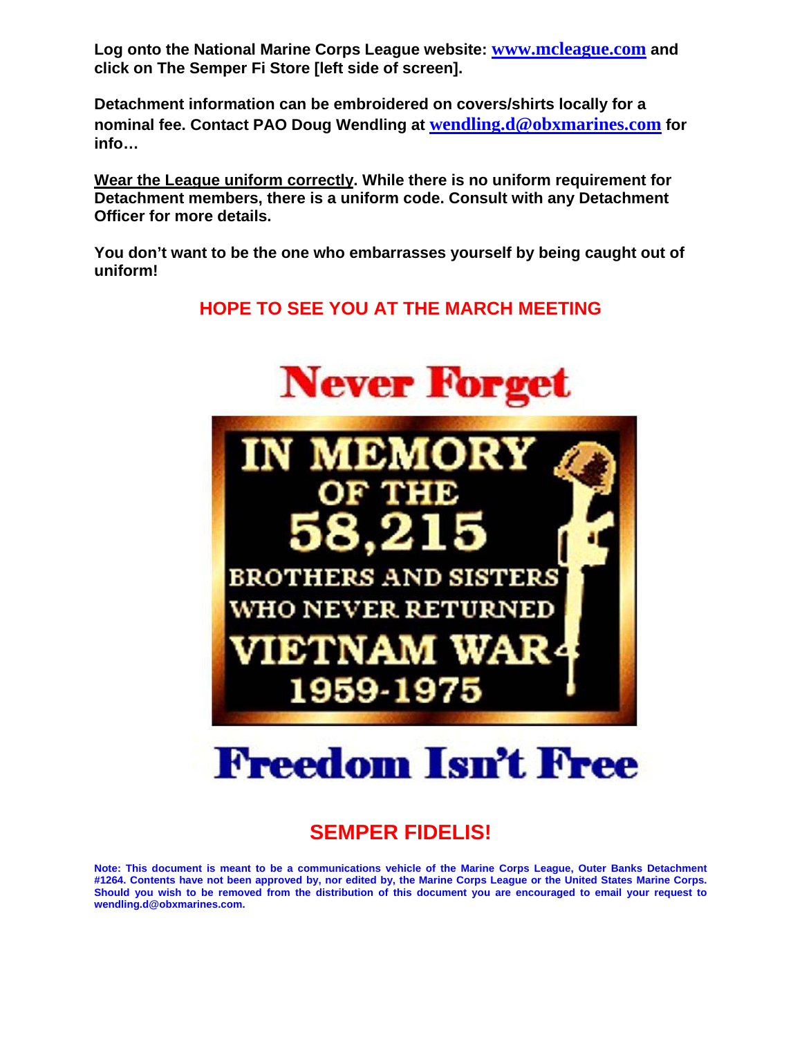**Log onto the National Marine Corps League website: [www.mcleague.com](http://www.mcleague.com) and click on The Semper Fi Store [left side of screen].**

**Detachment information can be embroidered on covers/shirts locally for a nominal fee. Contact PAO Doug Wendling at [wendling.d@obxmarines.com](mailto:wendling.d@obxmarines.com) for info…**

**<u>Wear the League uniform correctly</u>. While there is no uniform requirement for Detachment members, there is a uniform code. Consult with any Detachment Officer for more details.**

**You don't want to be the one who embarrasses yourself by being caught out of uniform!**

**HOPE TO SEE YOU AT THE MARCH MEETING**

**Never Forget**

IN MEMORY OF THE 58,215 BROTHERS AND SISTERS WHO NEVER RETURNED VIETNAM WAR 1959-1975

**Freedom Isn't Free**

**SEMPER FIDELIS!**

**Note: This document is meant to be a communications vehicle of the Marine Corps League, Outer Banks Detachment #1264. Contents have not been approved by, nor edited by, the Marine Corps League or the United States Marine Corps. Should you wish to be removed from the distribution of this document you are encouraged to email your request to wendling.d@obxmarines.com.**